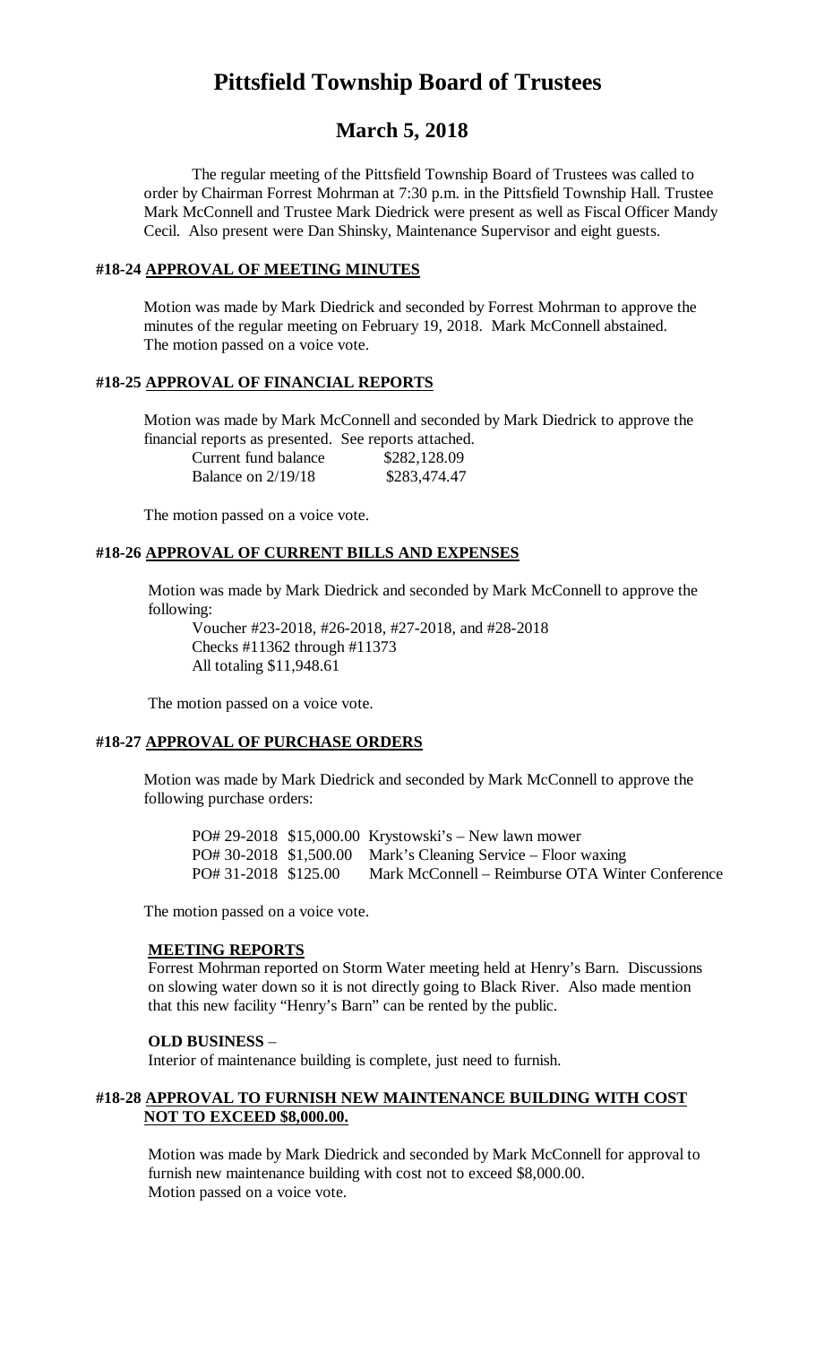# Pittsfield Township Board of Trustees

## March 5, 2018

The regular meeting of the Pittsfield Township Board of Trustees was called to order by Chairman Forrest Mohrman at 7:30 p.m. in the Pittsfield Township Hall. Trustee Mark McConnell and Trustee Mark Diedrick were present as well as Fiscal Officer Mandy Cecil. Also present were Dan Shinsky, Maintenance Supervisor and eight guests.

### #18-24 APPROVAL OF MEETING MINUTES

Motion was made by Mark Diedrick and seconded by Forrest Mohrman to approve the minutes of the regular meeting on February 19, 2018. Mark McConnell abstained. The motion passed on a voice vote.

### #18-25 APPROVAL OF FINANCIAL REPORTS

Motion was made by Mark McConnell and seconded by Mark Diedrick to approve the financial reports as presented. See reports attached.

| | |
|---|---|
| Current fund balance | \$282,128.09 |
| Balance on 2/19/18 | \$283,474.47 |

The motion passed on a voice vote.

### #18-26 APPROVAL OF CURRENT BILLS AND EXPENSES

Motion was made by Mark Diedrick and seconded by Mark McConnell to approve the following:

Voucher #23-2018, #26-2018, #27-2018, and #28-2018
Checks #11362 through #11373
All totaling \$11,948.61

The motion passed on a voice vote.

### #18-27 APPROVAL OF PURCHASE ORDERS

Motion was made by Mark Diedrick and seconded by Mark McConnell to approve the following purchase orders:

| | | |
|---|---|---|
| PO# 29-2018 | \$15,000.00 | Krystowski's – New lawn mower |
| PO# 30-2018 | \$1,500.00 | Mark's Cleaning Service – Floor waxing |
| PO# 31-2018 | \$125.00 | Mark McConnell – Reimburse OTA Winter Conference |

The motion passed on a voice vote.

**MEETING REPORTS**

Forrest Mohrman reported on Storm Water meeting held at Henry's Barn. Discussions on slowing water down so it is not directly going to Black River. Also made mention that this new facility "Henry's Barn" can be rented by the public.

**OLD BUSINESS** –

Interior of maintenance building is complete, just need to furnish.

### #18-28 APPROVAL TO FURNISH NEW MAINTENANCE BUILDING WITH COST NOT TO EXCEED \$8,000.00.

Motion was made by Mark Diedrick and seconded by Mark McConnell for approval to furnish new maintenance building with cost not to exceed \$8,000.00.
Motion passed on a voice vote.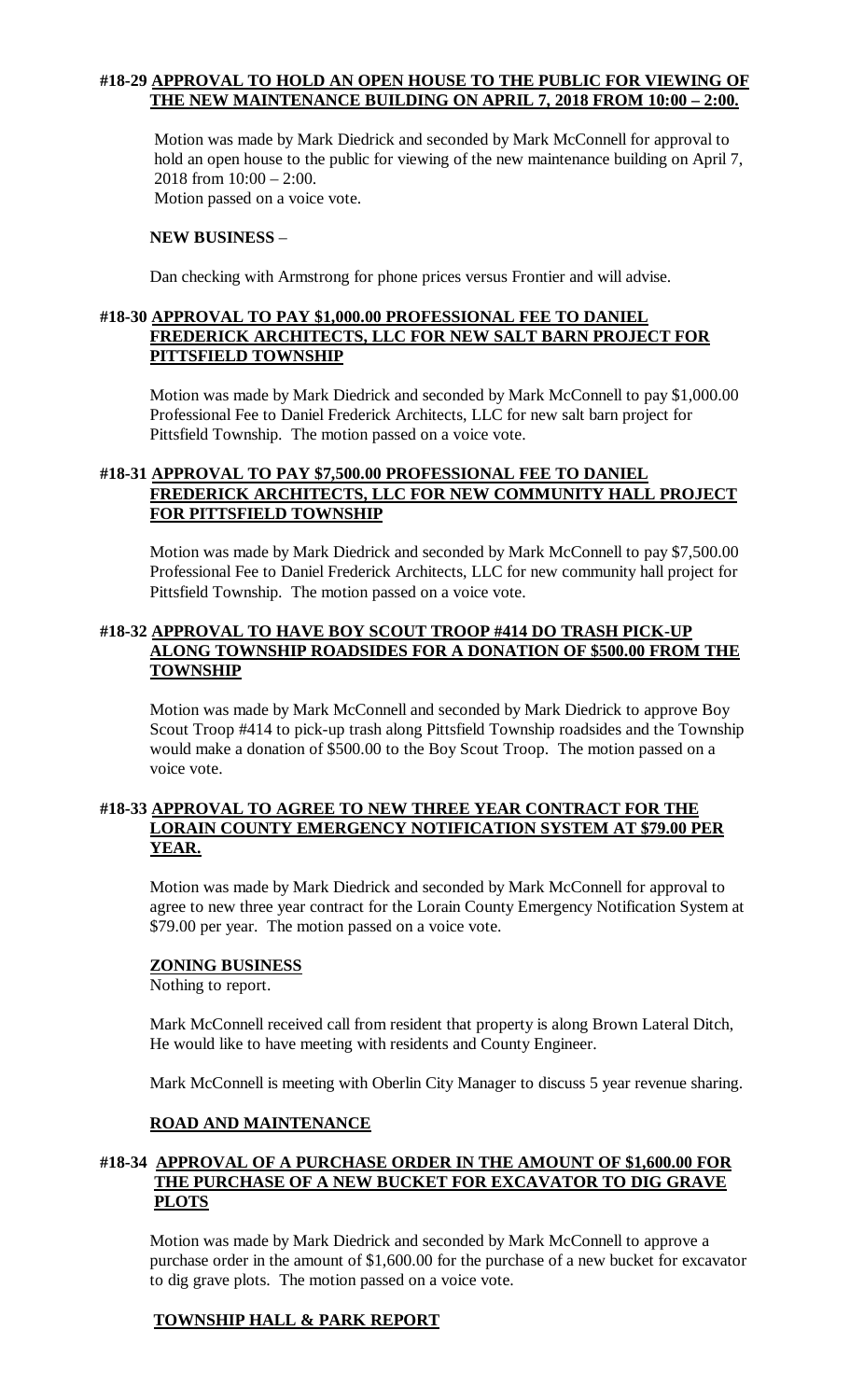**#18-29 APPROVAL TO HOLD AN OPEN HOUSE TO THE PUBLIC FOR VIEWING OF THE NEW MAINTENANCE BUILDING ON APRIL 7, 2018 FROM 10:00 – 2:00.**

Motion was made by Mark Diedrick and seconded by Mark McConnell for approval to hold an open house to the public for viewing of the new maintenance building on April 7, 2018 from 10:00 – 2:00.
Motion passed on a voice vote.

**NEW BUSINESS** –

Dan checking with Armstrong for phone prices versus Frontier and will advise.

**#18-30 APPROVAL TO PAY $1,000.00 PROFESSIONAL FEE TO DANIEL FREDERICK ARCHITECTS, LLC FOR NEW SALT BARN PROJECT FOR PITTSFIELD TOWNSHIP**

Motion was made by Mark Diedrick and seconded by Mark McConnell to pay $1,000.00 Professional Fee to Daniel Frederick Architects, LLC for new salt barn project for Pittsfield Township. The motion passed on a voice vote.

**#18-31 APPROVAL TO PAY $7,500.00 PROFESSIONAL FEE TO DANIEL FREDERICK ARCHITECTS, LLC FOR NEW COMMUNITY HALL PROJECT FOR PITTSFIELD TOWNSHIP**

Motion was made by Mark Diedrick and seconded by Mark McConnell to pay $7,500.00 Professional Fee to Daniel Frederick Architects, LLC for new community hall project for Pittsfield Township. The motion passed on a voice vote.

**#18-32 APPROVAL TO HAVE BOY SCOUT TROOP #414 DO TRASH PICK-UP ALONG TOWNSHIP ROADSIDES FOR A DONATION OF $500.00 FROM THE TOWNSHIP**

Motion was made by Mark McConnell and seconded by Mark Diedrick to approve Boy Scout Troop #414 to pick-up trash along Pittsfield Township roadsides and the Township would make a donation of $500.00 to the Boy Scout Troop. The motion passed on a voice vote.

**#18-33 APPROVAL TO AGREE TO NEW THREE YEAR CONTRACT FOR THE LORAIN COUNTY EMERGENCY NOTIFICATION SYSTEM AT $79.00 PER YEAR.**

Motion was made by Mark Diedrick and seconded by Mark McConnell for approval to agree to new three year contract for the Lorain County Emergency Notification System at $79.00 per year. The motion passed on a voice vote.

**ZONING BUSINESS**

Nothing to report.

Mark McConnell received call from resident that property is along Brown Lateral Ditch, He would like to have meeting with residents and County Engineer.

Mark McConnell is meeting with Oberlin City Manager to discuss 5 year revenue sharing.

**ROAD AND MAINTENANCE**

**#18-34 APPROVAL OF A PURCHASE ORDER IN THE AMOUNT OF $1,600.00 FOR THE PURCHASE OF A NEW BUCKET FOR EXCAVATOR TO DIG GRAVE PLOTS**

Motion was made by Mark Diedrick and seconded by Mark McConnell to approve a purchase order in the amount of $1,600.00 for the purchase of a new bucket for excavator to dig grave plots. The motion passed on a voice vote.

**TOWNSHIP HALL & PARK REPORT**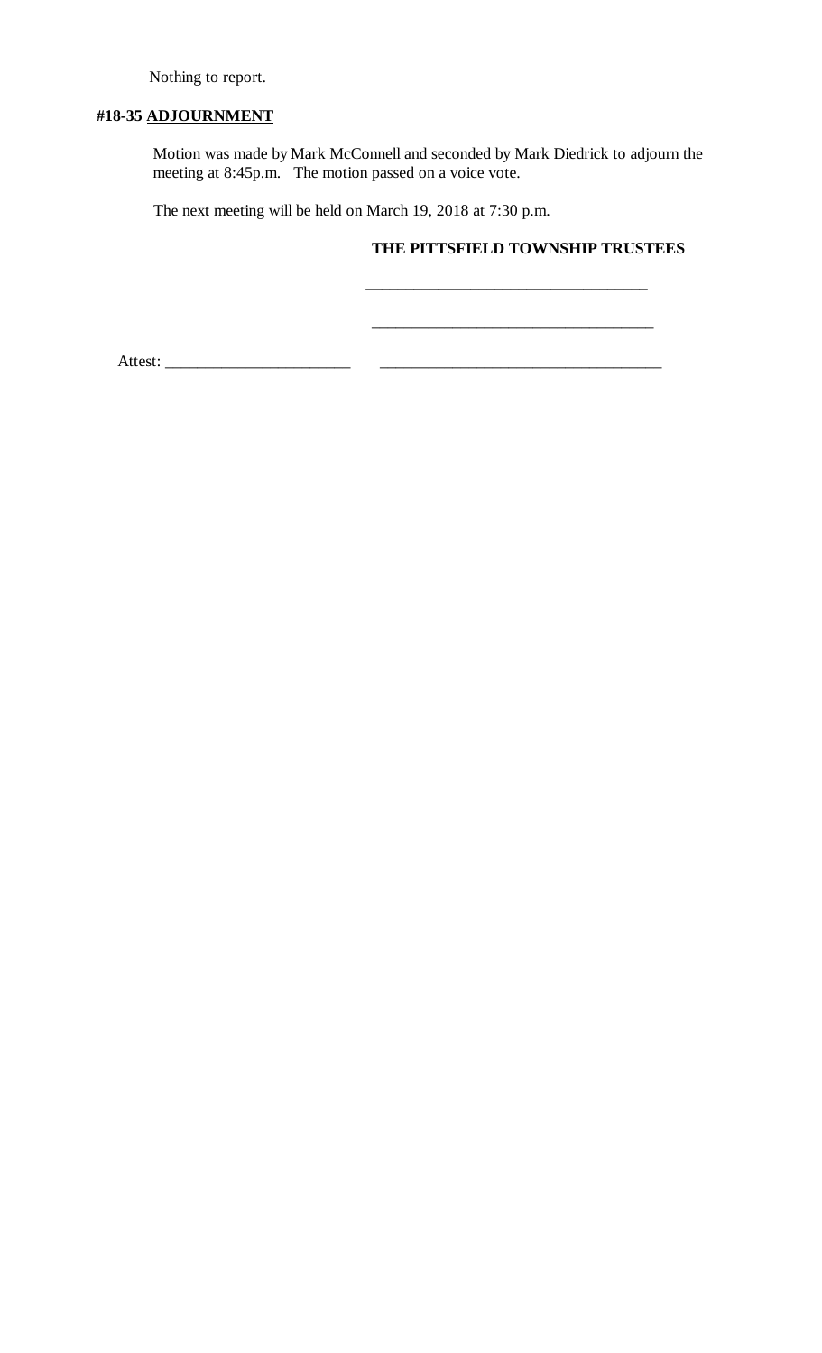Nothing to report.

**#18-35 ADJOURNMENT**

Motion was made by Mark McConnell and seconded by Mark Diedrick to adjourn the meeting at 8:45p.m. The motion passed on a voice vote.

The next meeting will be held on March 19, 2018 at 7:30 p.m.

**THE PITTSFIELD TOWNSHIP TRUSTEES**

___________________________________

___________________________________

Attest: _______________________ ___________________________________